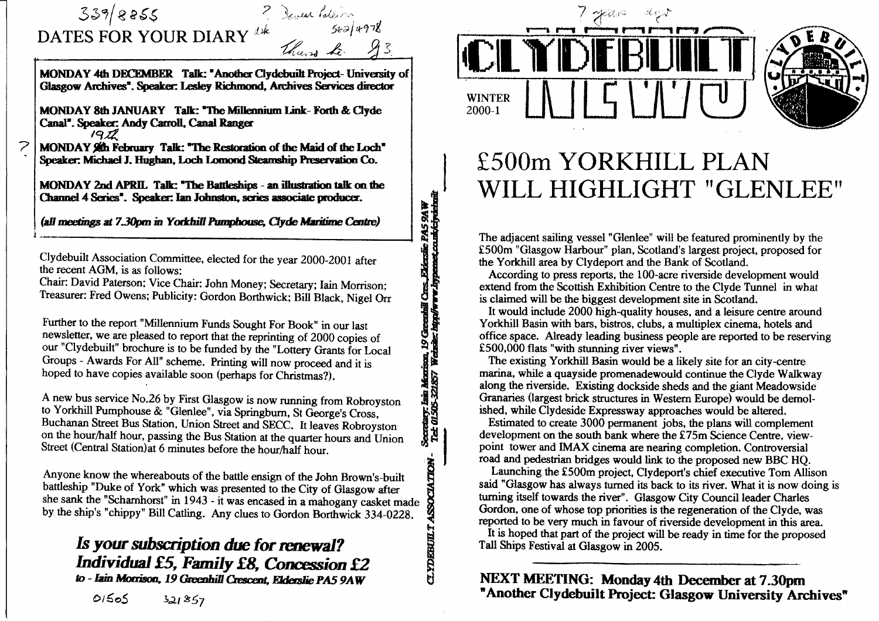# DATES FOR YOUR DIARY

**MONDAY 4th DECEMBER Talk: "Another Clydebuilt Project- University of Glasgow Archives". Speaker: Lesley Richmond, Archives Services director**

**MONDAY 8th JANUARY Talk: "The Millennium Link- Forth & Clyde Canal". Speaker: Andy Carroll, Canal Ranger**

**MONDAY 26th February Talk: "The Restoration of the Maid of the Loch" Speaker: Michael J. Hughan, Loch Lomond Steamship Preservation Co.**

**MONDAY 2nd APRIL Talk: "The Battleships - an illustration talk on the Channel 4 Series". Speaker: Ian Johnston, series associate producer.**

***(all meetings at 7.30pm in Yorkhill Pumphouse, Clyde Maritime Centre)***

Clydebuilt Association Committee, elected for the year 2000-2001 after the recent AGM, is as follows:
Chair: David Paterson; Vice Chair: John Money; Secretary; Iain Morrison; Treasurer: Fred Owens; Publicity: Gordon Borthwick; Bill Black, Nigel Orr

Further to the report "Millennium Funds Sought For Book" in our last newsletter, we are pleased to report that the reprinting of 2000 copies of our "Clydebuilt" brochure is to be funded by the "Lottery Grants for Local Groups - Awards For All" scheme. Printing will now proceed and it is hoped to have copies available soon (perhaps for Christmas?).

A new bus service No.26 by First Glasgow is now running from Robroyston to Yorkhill Pumphouse & "Glenlee", via Springburn, St George's Cross, Buchanan Street Bus Station, Union Street and SECC. It leaves Robroyston on the hour/half hour, passing the Bus Station at the quarter hours and Union Street (Central Station) at 6 minutes before the hour/half hour.

Anyone know the whereabouts of the battle ensign of the John Brown's-built battleship "Duke of York" which was presented to the City of Glasgow after she sank the "Scharnhorst" in 1943 - it was encased in a mahogany casket made by the ship's "chippy" Bill Catling. Any clues to Gordon Borthwick 334-0228.

## *Is your subscription due for renewal? Individual £5, Family £8, Concession £2*

***to - Iain Morrison, 19 Greenhill Crescent, Elderslie PA5 9AW***

*CLYDEBUILT ASSOCIATION - Secretary, Iain Morrison, 19 Greenhill Cres, Elderslie PA5 9AW Tel: 01505-321857 Website: http://www.hypernet.co.uk/clydebuilt*

# CLYDEBUILT NEWS

WINTER 2000-1

# £500m YORKHILL PLAN WILL HIGHLIGHT "GLENLEE"

The adjacent sailing vessel "Glenlee" will be featured prominently by the £500m "Glasgow Harbour" plan, Scotland's largest project, proposed for the Yorkhill area by Clydeport and the Bank of Scotland.

According to press reports, the 100-acre riverside development would extend from the Scottish Exhibition Centre to the Clyde Tunnel in what is claimed will be the biggest development site in Scotland.

It would include 2000 high-quality houses, and a leisure centre around Yorkhill Basin with bars, bistros, clubs, a multiplex cinema, hotels and office space. Already leading business people are reported to be reserving £500,000 flats "with stunning river views".

The existing Yorkhill Basin would be a likely site for an city-centre marina, while a quayside promenadewould continue the Clyde Walkway along the riverside. Existing dockside sheds and the giant Meadowside Granaries (largest brick structures in Western Europe) would be demolished, while Clydeside Expressway approaches would be altered.

Estimated to create 3000 permanent jobs, the plans will complement development on the south bank where the £75m Science Centre, viewpoint tower and IMAX cinema are nearing completion. Controversial road and pedestrian bridges would link to the proposed new BBC HQ.

Launching the £500m project, Clydeport's chief executive Tom Allison said "Glasgow has always turned its back to its river. What it is now doing is turning itself towards the river". Glasgow City Council leader Charles Gordon, one of whose top priorities is the regeneration of the Clyde, was reported to be very much in favour of riverside development in this area.

It is hoped that part of the project will be ready in time for the proposed Tall Ships Festival at Glasgow in 2005.

**NEXT MEETING: Monday 4th December at 7.30pm "Another Clydebuilt Project: Glasgow University Archives"**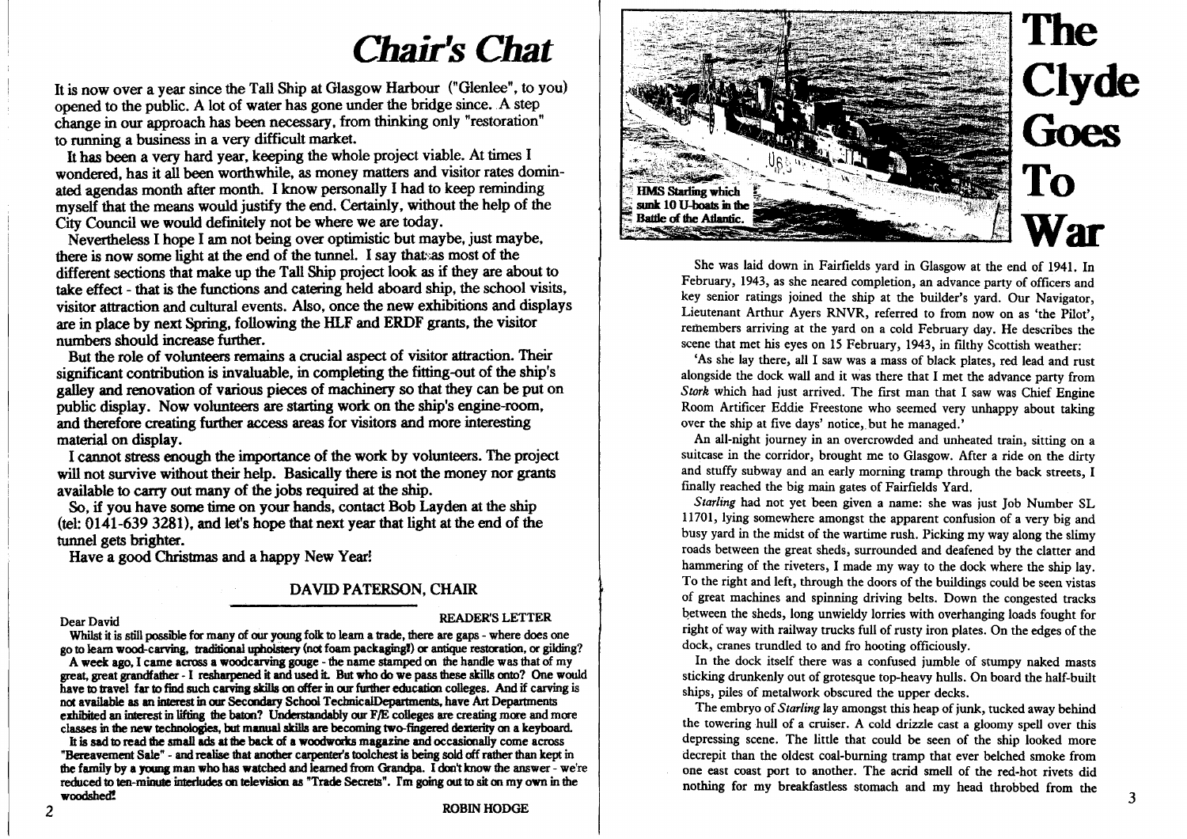# Chair's Chat

It is now over a year since the Tall Ship at Glasgow Harbour ("Glenlee", to you) opened to the public. A lot of water has gone under the bridge since. A step change in our approach has been necessary, from thinking only "restoration" to running a business in a very difficult market.

It has been a very hard year, keeping the whole project viable. At times I wondered, has it all been worthwhile, as money matters and visitor rates dominated agendas month after month. I know personally I had to keep reminding myself that the means would justify the end. Certainly, without the help of the City Council we would definitely not be where we are today.

Nevertheless I hope I am not being over optimistic but maybe, just maybe, there is now some light at the end of the tunnel. I say that as most of the different sections that make up the Tall Ship project look as if they are about to take effect - that is the functions and catering held aboard ship, the school visits, visitor attraction and cultural events. Also, once the new exhibitions and displays are in place by next Spring, following the HLF and ERDF grants, the visitor numbers should increase further.

But the role of volunteers remains a crucial aspect of visitor attraction. Their significant contribution is invaluable, in completing the fitting-out of the ship's galley and renovation of various pieces of machinery so that they can be put on public display. Now volunteers are starting work on the ship's engine-room, and therefore creating further access areas for visitors and more interesting material on display.

I cannot stress enough the importance of the work by volunteers. The project will not survive without their help. Basically there is not the money nor grants available to carry out many of the jobs required at the ship.

So, if you have some time on your hands, contact Bob Layden at the ship (tel: 0141-639 3281), and let's hope that next year that light at the end of the tunnel gets brighter.

Have a good Christmas and a happy New Year!

**DAVID PATERSON, CHAIR**

---

**READER'S LETTER**

Dear David

Whilst it is still possible for many of our young folk to learn a trade, there are gaps - where does one go to learn wood-carving, traditional upholstery (not foam packaging!) or antique restoration, or gilding?

A week ago, I came across a woodcarving gouge - the name stamped on the handle was that of my great, great grandfather - I resharpened it and used it. But who do we pass these skills onto? One would have to travel far to find such carving skills on offer in our further education colleges. And if carving is not available as an interest in our Secondary School TechnicalDepartments, have Art Departments exhibited an interest in lifting the baton? Understandably our F/E colleges are creating more and more classes in the new technologies, but manual skills are becoming two-fingered dexterity on a keyboard.

It is sad to read the small ads at the back of a woodworks magazine and occasionally come across "Bereavement Sale" - and realise that another carpenter's toolchest is being sold off rather than kept in the family by a young man who has watched and learned from Grandpa. I don't know the answer - we're reduced to ten-minute interludes on television as "Trade Secrets". I'm going out to sit on my own in the woodshed!

**ROBIN HODGE**

---

# The Clyde Goes To War

HMS Starling which sunk 10 U-boats in the Battle of the Atlantic.

She was laid down in Fairfields yard in Glasgow at the end of 1941. In February, 1943, as she neared completion, an advance party of officers and key senior ratings joined the ship at the builder's yard. Our Navigator, Lieutenant Arthur Ayers RNVR, referred to from now on as 'the Pilot', remembers arriving at the yard on a cold February day. He describes the scene that met his eyes on 15 February, 1943, in filthy Scottish weather:

'As she lay there, all I saw was a mass of black plates, red lead and rust alongside the dock wall and it was there that I met the advance party from *Stork* which had just arrived. The first man that I saw was Chief Engine Room Artificer Eddie Freestone who seemed very unhappy about taking over the ship at five days' notice, but he managed.'

An all-night journey in an overcrowded and unheated train, sitting on a suitcase in the corridor, brought me to Glasgow. After a ride on the dirty and stuffy subway and an early morning tramp through the back streets, I finally reached the big main gates of Fairfields Yard.

*Starling* had not yet been given a name: she was just Job Number SL 11701, lying somewhere amongst the apparent confusion of a very big and busy yard in the midst of the wartime rush. Picking my way along the slimy roads between the great sheds, surrounded and deafened by the clatter and hammering of the riveters, I made my way to the dock where the ship lay. To the right and left, through the doors of the buildings could be seen vistas of great machines and spinning driving belts. Down the congested tracks between the sheds, long unwieldy lorries with overhanging loads fought for right of way with railway trucks full of rusty iron plates. On the edges of the dock, cranes trundled to and fro hooting officiously.

In the dock itself there was a confused jumble of stumpy naked masts sticking drunkenly out of grotesque top-heavy hulls. On board the half-built ships, piles of metalwork obscured the upper decks.

The embryo of *Starling* lay amongst this heap of junk, tucked away behind the towering hull of a cruiser. A cold drizzle cast a gloomy spell over this depressing scene. The little that could be seen of the ship looked more decrepit than the oldest coal-burning tramp that ever belched smoke from one east coast port to another. The acrid smell of the red-hot rivets did nothing for my breakfastless stomach and my head throbbed from the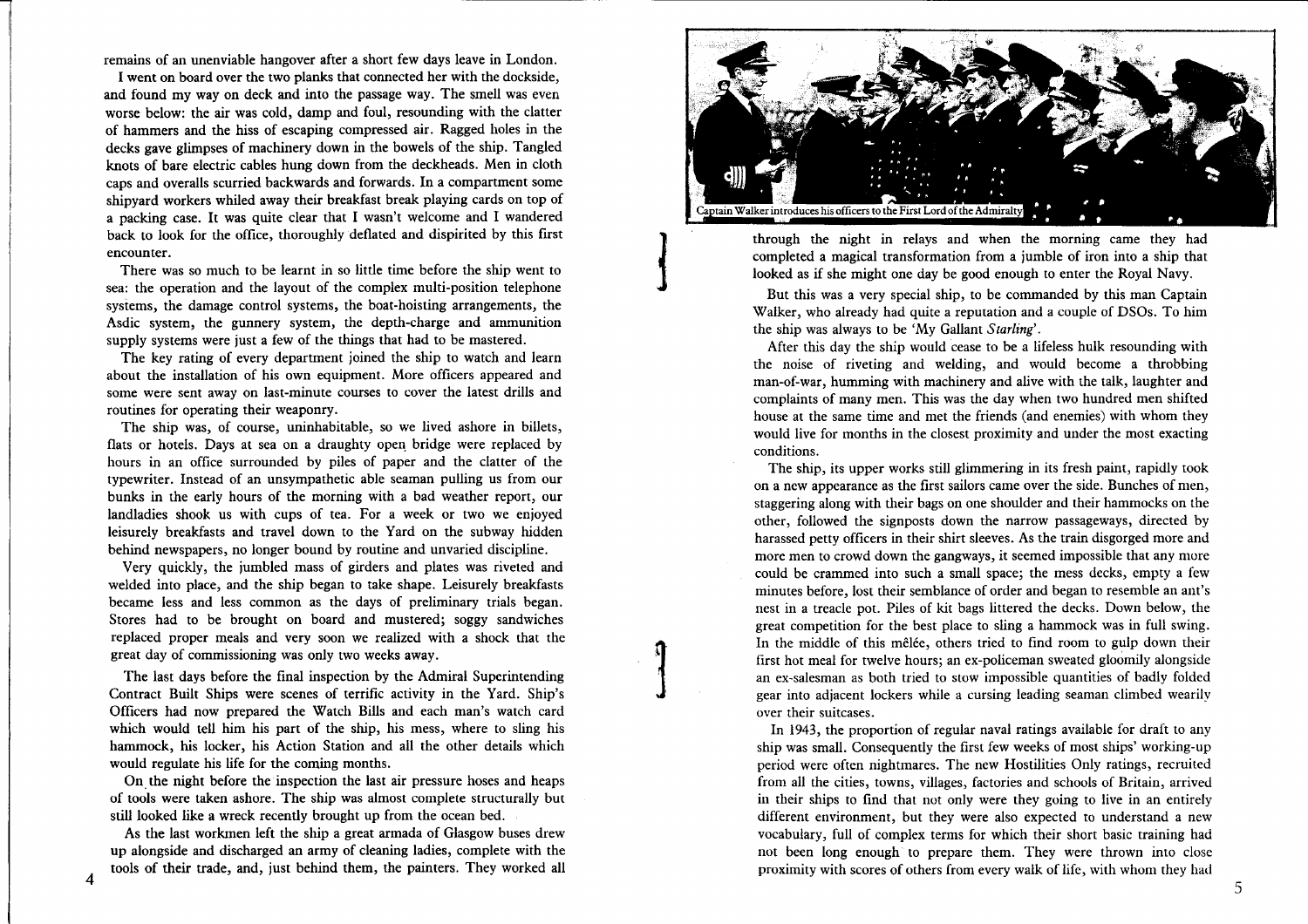remains of an unenviable hangover after a short few days leave in London.

I went on board over the two planks that connected her with the dockside, and found my way on deck and into the passage way. The smell was even worse below: the air was cold, damp and foul, resounding with the clatter of hammers and the hiss of escaping compressed air. Ragged holes in the decks gave glimpses of machinery down in the bowels of the ship. Tangled knots of bare electric cables hung down from the deckheads. Men in cloth caps and overalls scurried backwards and forwards. In a compartment some shipyard workers whiled away their breakfast break playing cards on top of a packing case. It was quite clear that I wasn't welcome and I wandered back to look for the office, thoroughly deflated and dispirited by this first encounter.

There was so much to be learnt in so little time before the ship went to sea: the operation and the layout of the complex multi-position telephone systems, the damage control systems, the boat-hoisting arrangements, the Asdic system, the gunnery system, the depth-charge and ammunition supply systems were just a few of the things that had to be mastered.

The key rating of every department joined the ship to watch and learn about the installation of his own equipment. More officers appeared and some were sent away on last-minute courses to cover the latest drills and routines for operating their weaponry.

The ship was, of course, uninhabitable, so we lived ashore in billets, flats or hotels. Days at sea on a draughty open bridge were replaced by hours in an office surrounded by piles of paper and the clatter of the typewriter. Instead of an unsympathetic able seaman pulling us from our bunks in the early hours of the morning with a bad weather report, our landladies shook us with cups of tea. For a week or two we enjoyed leisurely breakfasts and travel down to the Yard on the subway hidden behind newspapers, no longer bound by routine and unvaried discipline.

Very quickly, the jumbled mass of girders and plates was riveted and welded into place, and the ship began to take shape. Leisurely breakfasts became less and less common as the days of preliminary trials began. Stores had to be brought on board and mustered; soggy sandwiches replaced proper meals and very soon we realized with a shock that the great day of commissioning was only two weeks away.

The last days before the final inspection by the Admiral Superintending Contract Built Ships were scenes of terrific activity in the Yard. Ship's Officers had now prepared the Watch Bills and each man's watch card which would tell him his part of the ship, his mess, where to sling his hammock, his locker, his Action Station and all the other details which would regulate his life for the coming months.

On the night before the inspection the last air pressure hoses and heaps of tools were taken ashore. The ship was almost complete structurally but still looked like a wreck recently brought up from the ocean bed.

As the last workmen left the ship a great armada of Glasgow buses drew up alongside and discharged an army of cleaning ladies, complete with the tools of their trade, and, just behind them, the painters. They worked all through the night in relays and when the morning came they had completed a magical transformation from a jumble of iron into a ship that looked as if she might one day be good enough to enter the Royal Navy.

Captain Walker introduces his officers to the First Lord of the Admiralty

But this was a very special ship, to be commanded by this man Captain Walker, who already had quite a reputation and a couple of DSOs. To him the ship was always to be 'My Gallant *Starling*'.

After this day the ship would cease to be a lifeless hulk resounding with the noise of riveting and welding, and would become a throbbing man-of-war, humming with machinery and alive with the talk, laughter and complaints of many men. This was the day when two hundred men shifted house at the same time and met the friends (and enemies) with whom they would live for months in the closest proximity and under the most exacting conditions.

The ship, its upper works still glimmering in its fresh paint, rapidly took on a new appearance as the first sailors came over the side. Bunches of men, staggering along with their bags on one shoulder and their hammocks on the other, followed the signposts down the narrow passageways, directed by harassed petty officers in their shirt sleeves. As the train disgorged more and more men to crowd down the gangways, it seemed impossible that any more could be crammed into such a small space; the mess decks, empty a few minutes before, lost their semblance of order and began to resemble an ant's nest in a treacle pot. Piles of kit bags littered the decks. Down below, the great competition for the best place to sling a hammock was in full swing. In the middle of this mêlée, others tried to find room to gulp down their first hot meal for twelve hours; an ex-policeman sweated gloomily alongside an ex-salesman as both tried to stow impossible quantities of badly folded gear into adjacent lockers while a cursing leading seaman climbed wearily over their suitcases.

In 1943, the proportion of regular naval ratings available for draft to any ship was small. Consequently the first few weeks of most ships' working-up period were often nightmares. The new Hostilities Only ratings, recruited from all the cities, towns, villages, factories and schools of Britain, arrived in their ships to find that not only were they going to live in an entirely different environment, but they were also expected to understand a new vocabulary, full of complex terms for which their short basic training had not been long enough to prepare them. They were thrown into close proximity with scores of others from every walk of life, with whom they had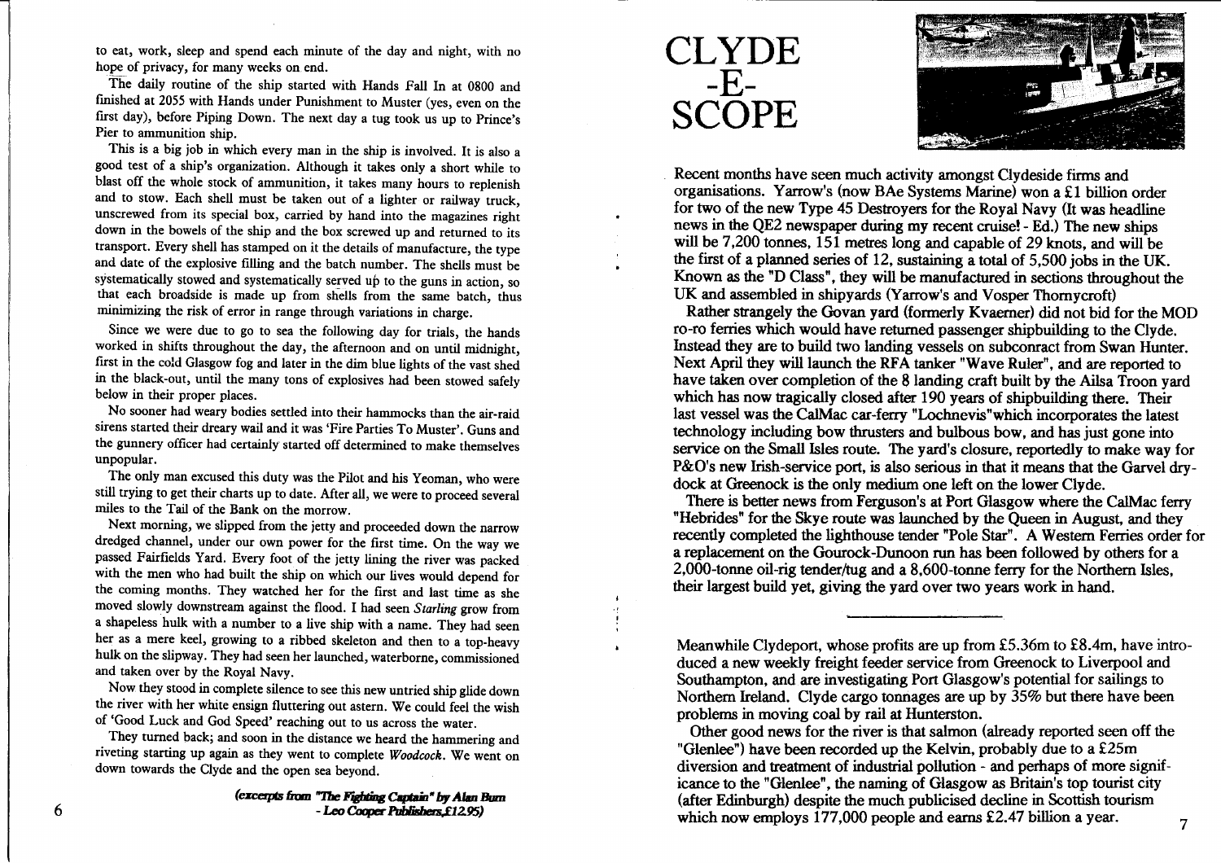to eat, work, sleep and spend each minute of the day and night, with no hope of privacy, for many weeks on end.

The daily routine of the ship started with Hands Fall In at 0800 and finished at 2055 with Hands under Punishment to Muster (yes, even on the first day), before Piping Down. The next day a tug took us up to Prince's Pier to ammunition ship.

This is a big job in which every man in the ship is involved. It is also a good test of a ship's organization. Although it takes only a short while to blast off the whole stock of ammunition, it takes many hours to replenish and to stow. Each shell must be taken out of a lighter or railway truck, unscrewed from its special box, carried by hand into the magazines right down in the bowels of the ship and the box screwed up and returned to its transport. Every shell has stamped on it the details of manufacture, the type and date of the explosive filling and the batch number. The shells must be systematically stowed and systematically served up to the guns in action, so that each broadside is made up from shells from the same batch, thus minimizing the risk of error in range through variations in charge.

Since we were due to go to sea the following day for trials, the hands worked in shifts throughout the day, the afternoon and on until midnight, first in the cold Glasgow fog and later in the dim blue lights of the vast shed in the black-out, until the many tons of explosives had been stowed safely below in their proper places.

No sooner had weary bodies settled into their hammocks than the air-raid sirens started their dreary wail and it was 'Fire Parties To Muster'. Guns and the gunnery officer had certainly started off determined to make themselves unpopular.

The only man excused this duty was the Pilot and his Yeoman, who were still trying to get their charts up to date. After all, we were to proceed several miles to the Tail of the Bank on the morrow.

Next morning, we slipped from the jetty and proceeded down the narrow dredged channel, under our own power for the first time. On the way we passed Fairfields Yard. Every foot of the jetty lining the river was packed with the men who had built the ship on which our lives would depend for the coming months. They watched her for the first and last time as she moved slowly downstream against the flood. I had seen *Starling* grow from a shapeless hulk with a number to a live ship with a name. They had seen her as a mere keel, growing to a ribbed skeleton and then to a top-heavy hulk on the slipway. They had seen her launched, waterborne, commissioned and taken over by the Royal Navy.

Now they stood in complete silence to see this new untried ship glide down the river with her white ensign fluttering out astern. We could feel the wish of 'Good Luck and God Speed' reaching out to us across the water.

They turned back; and soon in the distance we heard the hammering and riveting starting up again as they went to complete *Woodcock*. We went on down towards the Clyde and the open sea beyond.

***(excerpts from "The Fighting Captain" by Alan Burn - Leo Cooper Publishers, £12.95)***

# CLYDE -E- SCOPE

Recent months have seen much activity amongst Clydeside firms and organisations. Yarrow's (now BAe Systems Marine) won a £1 billion order for two of the new Type 45 Destroyers for the Royal Navy (It was headline news in the QE2 newspaper during my recent cruise! - Ed.) The new ships will be 7,200 tonnes, 151 metres long and capable of 29 knots, and will be the first of a planned series of 12, sustaining a total of 5,500 jobs in the UK. Known as the "D Class", they will be manufactured in sections throughout the UK and assembled in shipyards (Yarrow's and Vosper Thornycroft)

Rather strangely the Govan yard (formerly Kvaerner) did not bid for the MOD ro-ro ferries which would have returned passenger shipbuilding to the Clyde. Instead they are to build two landing vessels on subconract from Swan Hunter. Next April they will launch the RFA tanker "Wave Ruler", and are reported to have taken over completion of the 8 landing craft built by the Ailsa Troon yard which has now tragically closed after 190 years of shipbuilding there. Their last vessel was the CalMac car-ferry "Lochnevis" which incorporates the latest technology including bow thrusters and bulbous bow, and has just gone into service on the Small Isles route. The yard's closure, reportedly to make way for P&O's new Irish-service port, is also serious in that it means that the Garvel dry-dock at Greenock is the only medium one left on the lower Clyde.

There is better news from Ferguson's at Port Glasgow where the CalMac ferry "Hebrides" for the Skye route was launched by the Queen in August, and they recently completed the lighthouse tender "Pole Star". A Western Ferries order for a replacement on the Gourock-Dunoon run has been followed by others for a 2,000-tonne oil-rig tender/tug and a 8,600-tonne ferry for the Northern Isles, their largest build yet, giving the yard over two years work in hand.

---

Meanwhile Clydeport, whose profits are up from £5.36m to £8.4m, have introduced a new weekly freight feeder service from Greenock to Liverpool and Southampton, and are investigating Port Glasgow's potential for sailings to Northern Ireland. Clyde cargo tonnages are up by 35% but there have been problems in moving coal by rail at Hunterston.

Other good news for the river is that salmon (already reported seen off the "Glenlee") have been recorded up the Kelvin, probably due to a £25m diversion and treatment of industrial pollution - and perhaps of more significance to the "Glenlee", the naming of Glasgow as Britain's top tourist city (after Edinburgh) despite the much publicised decline in Scottish tourism which now employs 177,000 people and earns £2.47 billion a year.